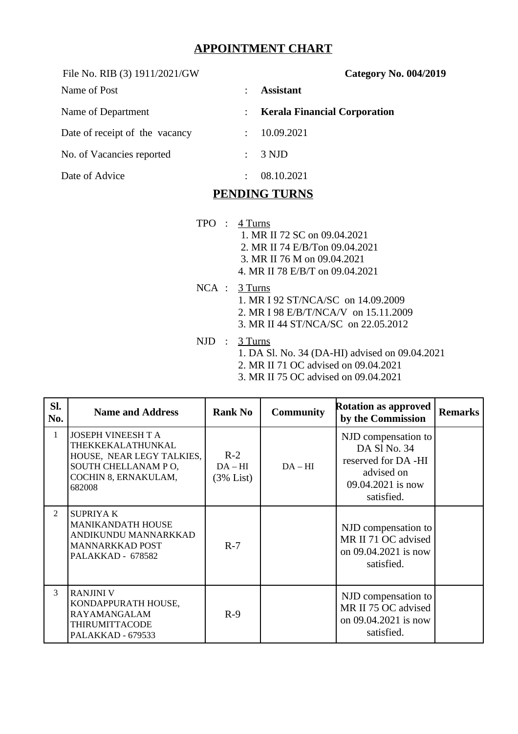# APPOINTMENT CHART

File No. RIB (3) 1911/2021/GW **Category No. 004/2019**

| | | |
|---|---|---|
| Name of Post | : | **Assistant** |
| Name of Department | : | **Kerala Financial Corporation** |
| Date of receipt of the vacancy | : | 10.09.2021 |
| No. of Vacancies reported | : | 3 NJD |
| Date of Advice | : | 08.10.2021 |

## PENDING TURNS

TPO : 4 Turns
1. MR II 72 SC on 09.04.2021
2. MR II 74 E/B/Ton 09.04.2021
3. MR II 76 M on 09.04.2021
4. MR II 78 E/B/T on 09.04.2021

NCA : 3 Turns
1. MR I 92 ST/NCA/SC on 14.09.2009
2. MR I 98 E/B/T/NCA/V on 15.11.2009
3. MR II 44 ST/NCA/SC on 22.05.2012

NJD : 3 Turns
1. DA Sl. No. 34 (DA-HI) advised on 09.04.2021
2. MR II 71 OC advised on 09.04.2021
3. MR II 75 OC advised on 09.04.2021

| Sl. No. | Name and Address | Rank No | Community | Rotation as approved by the Commission | Remarks |
|---|---|---|---|---|---|
| 1 | JOSEPH VINEESH T A THEKKEKALATHUNKAL HOUSE, NEAR LEGY TALKIES, SOUTH CHELLANAM P O, COCHIN 8, ERNAKULAM, 682008 | R-2 DA – HI (3% List) | DA – HI | NJD compensation to DA Sl No. 34 reserved for DA -HI advised on 09.04.2021 is now satisfied. | |
| 2 | SUPRIYA K MANIKANDATH HOUSE ANDIKUNDU MANNARKKAD MANNARKKAD POST PALAKKAD - 678582 | R-7 | | NJD compensation to MR II 71 OC advised on 09.04.2021 is now satisfied. | |
| 3 | RANJINI V KONDAPPURATH HOUSE, RAYAMANGALAM THIRUMITTACODE PALAKKAD - 679533 | R-9 | | NJD compensation to MR II 75 OC advised on 09.04.2021 is now satisfied. | |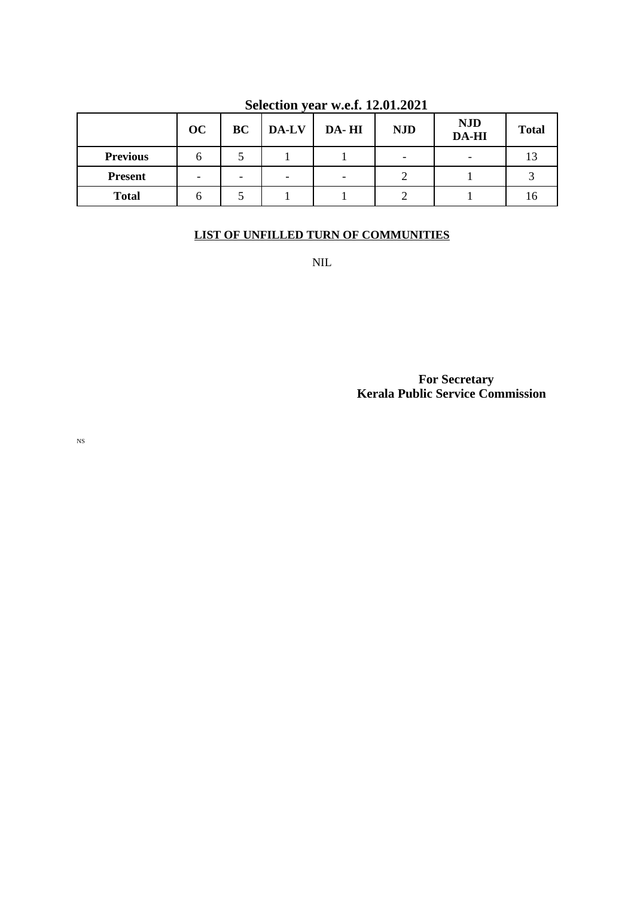**Selection year w.e.f. 12.01.2021**

| | OC | BC | DA-LV | DA- HI | NJD | NJD DA-HI | Total |
|---|---|---|---|---|---|---|---|
| **Previous** | 6 | 5 | 1 | 1 | - | - | 13 |
| **Present** | - | - | - | - | 2 | 1 | 3 |
| **Total** | 6 | 5 | 1 | 1 | 2 | 1 | 16 |

**LIST OF UNFILLED TURN OF COMMUNITIES**

NIL

**For Secretary**
**Kerala Public Service Commission**

NS